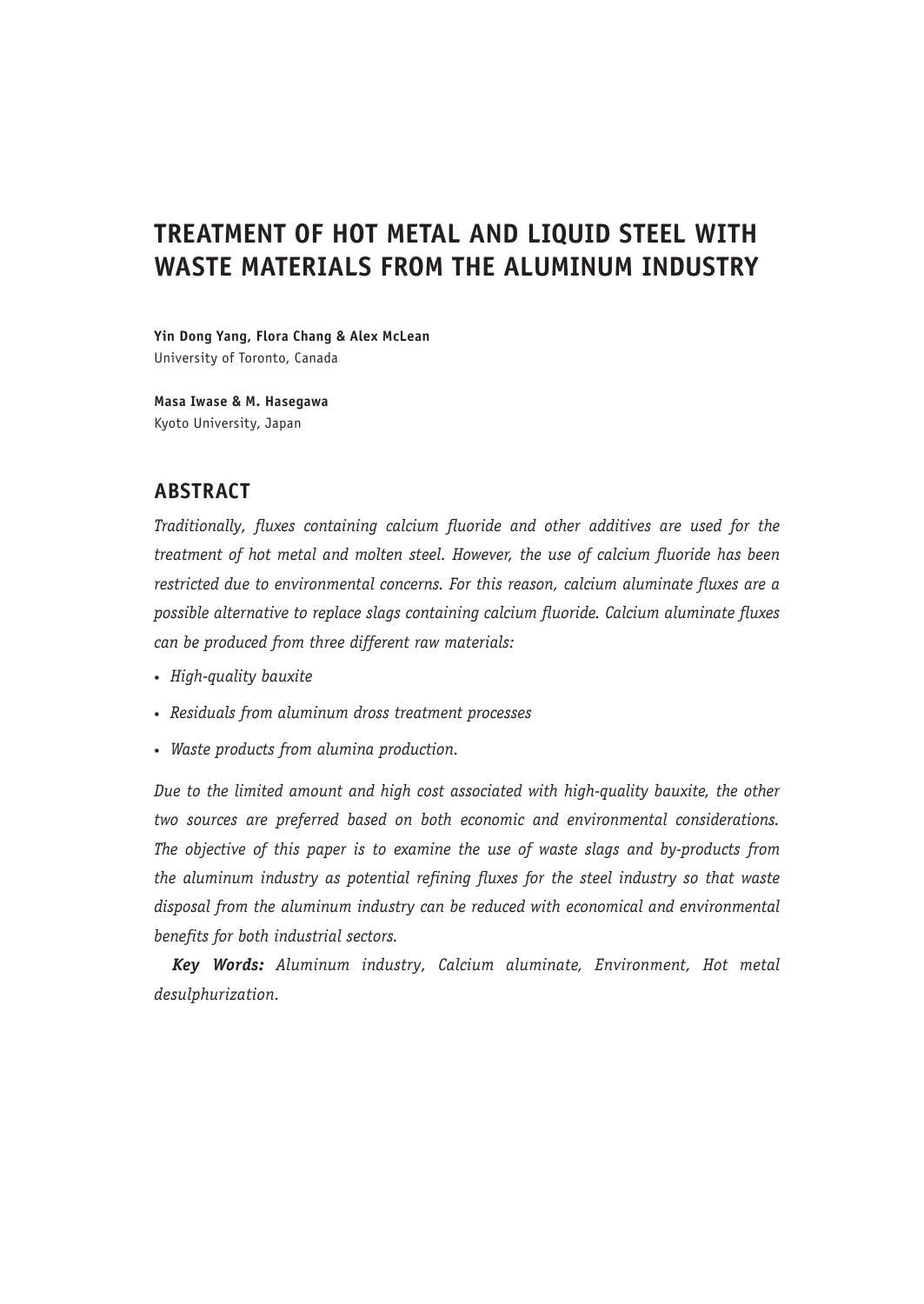# TREATMENT OF HOT METAL AND LIQUID STEEL WITH WASTE MATERIALS FROM THE ALUMINUM INDUSTRY

**Yin Dong Yang, Flora Chang & Alex McLean**
University of Toronto, Canada

**Masa Iwase & M. Hasegawa**
Kyoto University, Japan

## ABSTRACT

*Traditionally, fluxes containing calcium fluoride and other additives are used for the treatment of hot metal and molten steel. However, the use of calcium fluoride has been restricted due to environmental concerns. For this reason, calcium aluminate fluxes are a possible alternative to replace slags containing calcium fluoride. Calcium aluminate fluxes can be produced from three different raw materials:*

- *High-quality bauxite*
- *Residuals from aluminum dross treatment processes*
- *Waste products from alumina production.*

*Due to the limited amount and high cost associated with high-quality bauxite, the other two sources are preferred based on both economic and environmental considerations. The objective of this paper is to examine the use of waste slags and by-products from the aluminum industry as potential refining fluxes for the steel industry so that waste disposal from the aluminum industry can be reduced with economical and environmental benefits for both industrial sectors.*

***Key Words:*** *Aluminum industry, Calcium aluminate, Environment, Hot metal desulphurization.*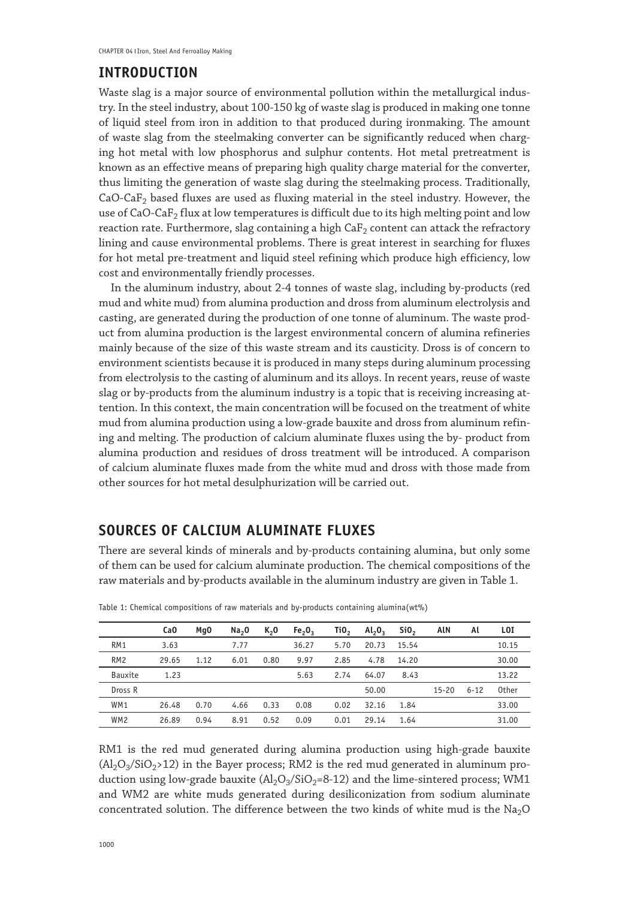## INTRODUCTION

Waste slag is a major source of environmental pollution within the metallurgical industry. In the steel industry, about 100-150 kg of waste slag is produced in making one tonne of liquid steel from iron in addition to that produced during ironmaking. The amount of waste slag from the steelmaking converter can be significantly reduced when charging hot metal with low phosphorus and sulphur contents. Hot metal pretreatment is known as an effective means of preparing high quality charge material for the converter, thus limiting the generation of waste slag during the steelmaking process. Traditionally, $CaO$-$CaF_2$ based fluxes are used as fluxing material in the steel industry. However, the use of $CaO$-$CaF_2$ flux at low temperatures is difficult due to its high melting point and low reaction rate. Furthermore, slag containing a high $CaF_2$ content can attack the refractory lining and cause environmental problems. There is great interest in searching for fluxes for hot metal pre-treatment and liquid steel refining which produce high efficiency, low cost and environmentally friendly processes.

In the aluminum industry, about 2-4 tonnes of waste slag, including by-products (red mud and white mud) from alumina production and dross from aluminum electrolysis and casting, are generated during the production of one tonne of aluminum. The waste product from alumina production is the largest environmental concern of alumina refineries mainly because of the size of this waste stream and its causticity. Dross is of concern to environment scientists because it is produced in many steps during aluminum processing from electrolysis to the casting of aluminum and its alloys. In recent years, reuse of waste slag or by-products from the aluminum industry is a topic that is receiving increasing attention. In this context, the main concentration will be focused on the treatment of white mud from alumina production using a low-grade bauxite and dross from aluminum refining and melting. The production of calcium aluminate fluxes using the by- product from alumina production and residues of dross treatment will be introduced. A comparison of calcium aluminate fluxes made from the white mud and dross with those made from other sources for hot metal desulphurization will be carried out.

## SOURCES OF CALCIUM ALUMINATE FLUXES

There are several kinds of minerals and by-products containing alumina, but only some of them can be used for calcium aluminate production. The chemical compositions of the raw materials and by-products available in the aluminum industry are given in Table 1.

Table 1: Chemical compositions of raw materials and by-products containing alumina(wt%)

| | CaO | MgO | $Na_2O$ | $K_2O$ | $Fe_2O_3$ | $TiO_2$ | $Al_2O_3$ | $SiO_2$ | AlN | Al | LOI |
|---|---|---|---|---|---|---|---|---|---|---|---|
| RM1 | 3.63 | | 7.77 | | 36.27 | 5.70 | 20.73 | 15.54 | | | 10.15 |
| RM2 | 29.65 | 1.12 | 6.01 | 0.80 | 9.97 | 2.85 | 4.78 | 14.20 | | | 30.00 |
| Bauxite | 1.23 | | | | 5.63 | 2.74 | 64.07 | 8.43 | | | 13.22 |
| Dross R | | | | | | | 50.00 | | 15-20 | 6-12 | Other |
| WM1 | 26.48 | 0.70 | 4.66 | 0.33 | 0.08 | 0.02 | 32.16 | 1.84 | | | 33.00 |
| WM2 | 26.89 | 0.94 | 8.91 | 0.52 | 0.09 | 0.01 | 29.14 | 1.64 | | | 31.00 |

RM1 is the red mud generated during alumina production using high-grade bauxite ($Al_2O_3/SiO_2$>12) in the Bayer process; RM2 is the red mud generated in aluminum production using low-grade bauxite ($Al_2O_3/SiO_2$=8-12) and the lime-sintered process; WM1 and WM2 are white muds generated during desiliconization from sodium aluminate concentrated solution. The difference between the two kinds of white mud is the $Na_2O$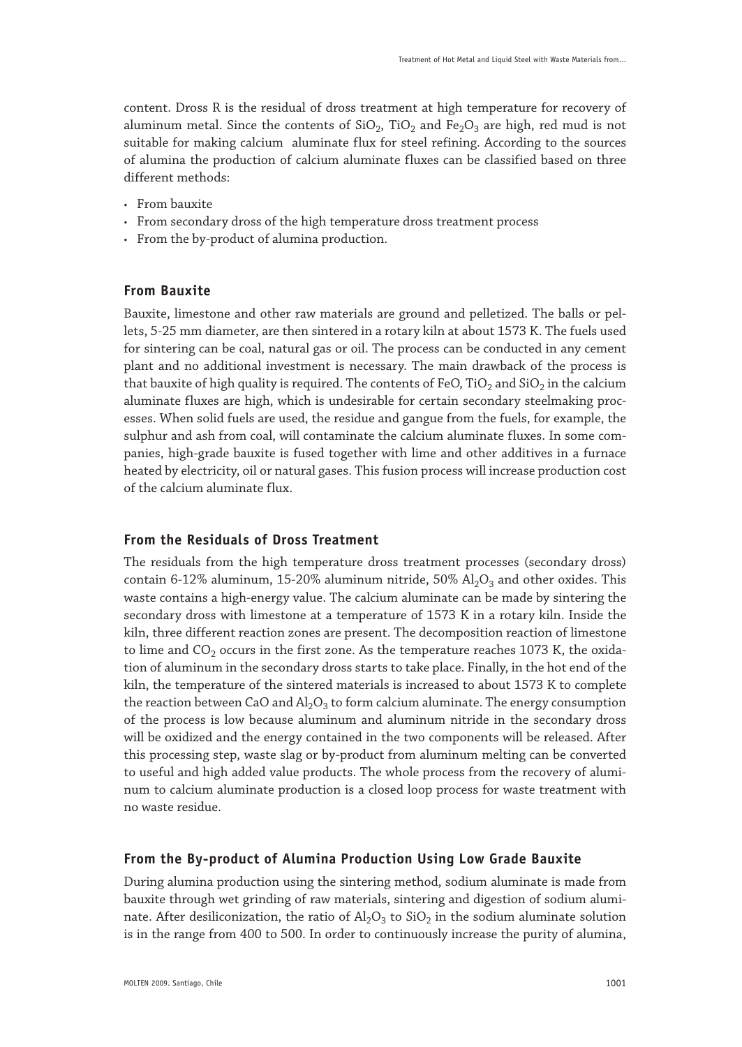content. Dross R is the residual of dross treatment at high temperature for recovery of aluminum metal. Since the contents of $SiO_2$, $TiO_2$ and $Fe_2O_3$ are high, red mud is not suitable for making calcium aluminate flux for steel refining. According to the sources of alumina the production of calcium aluminate fluxes can be classified based on three different methods:

- From bauxite
- From secondary dross of the high temperature dross treatment process
- From the by-product of alumina production.

### From Bauxite

Bauxite, limestone and other raw materials are ground and pelletized. The balls or pellets, 5-25 mm diameter, are then sintered in a rotary kiln at about 1573 K. The fuels used for sintering can be coal, natural gas or oil. The process can be conducted in any cement plant and no additional investment is necessary. The main drawback of the process is that bauxite of high quality is required. The contents of FeO, $TiO_2$ and $SiO_2$ in the calcium aluminate fluxes are high, which is undesirable for certain secondary steelmaking processes. When solid fuels are used, the residue and gangue from the fuels, for example, the sulphur and ash from coal, will contaminate the calcium aluminate fluxes. In some companies, high-grade bauxite is fused together with lime and other additives in a furnace heated by electricity, oil or natural gases. This fusion process will increase production cost of the calcium aluminate flux.

### From the Residuals of Dross Treatment

The residuals from the high temperature dross treatment processes (secondary dross) contain 6-12% aluminum, 15-20% aluminum nitride, 50% $Al_2O_3$ and other oxides. This waste contains a high-energy value. The calcium aluminate can be made by sintering the secondary dross with limestone at a temperature of 1573 K in a rotary kiln. Inside the kiln, three different reaction zones are present. The decomposition reaction of limestone to lime and $CO_2$ occurs in the first zone. As the temperature reaches 1073 K, the oxidation of aluminum in the secondary dross starts to take place. Finally, in the hot end of the kiln, the temperature of the sintered materials is increased to about 1573 K to complete the reaction between CaO and $Al_2O_3$ to form calcium aluminate. The energy consumption of the process is low because aluminum and aluminum nitride in the secondary dross will be oxidized and the energy contained in the two components will be released. After this processing step, waste slag or by-product from aluminum melting can be converted to useful and high added value products. The whole process from the recovery of aluminum to calcium aluminate production is a closed loop process for waste treatment with no waste residue.

### From the By-product of Alumina Production Using Low Grade Bauxite

During alumina production using the sintering method, sodium aluminate is made from bauxite through wet grinding of raw materials, sintering and digestion of sodium aluminate. After desiliconization, the ratio of $Al_2O_3$ to $SiO_2$ in the sodium aluminate solution is in the range from 400 to 500. In order to continuously increase the purity of alumina,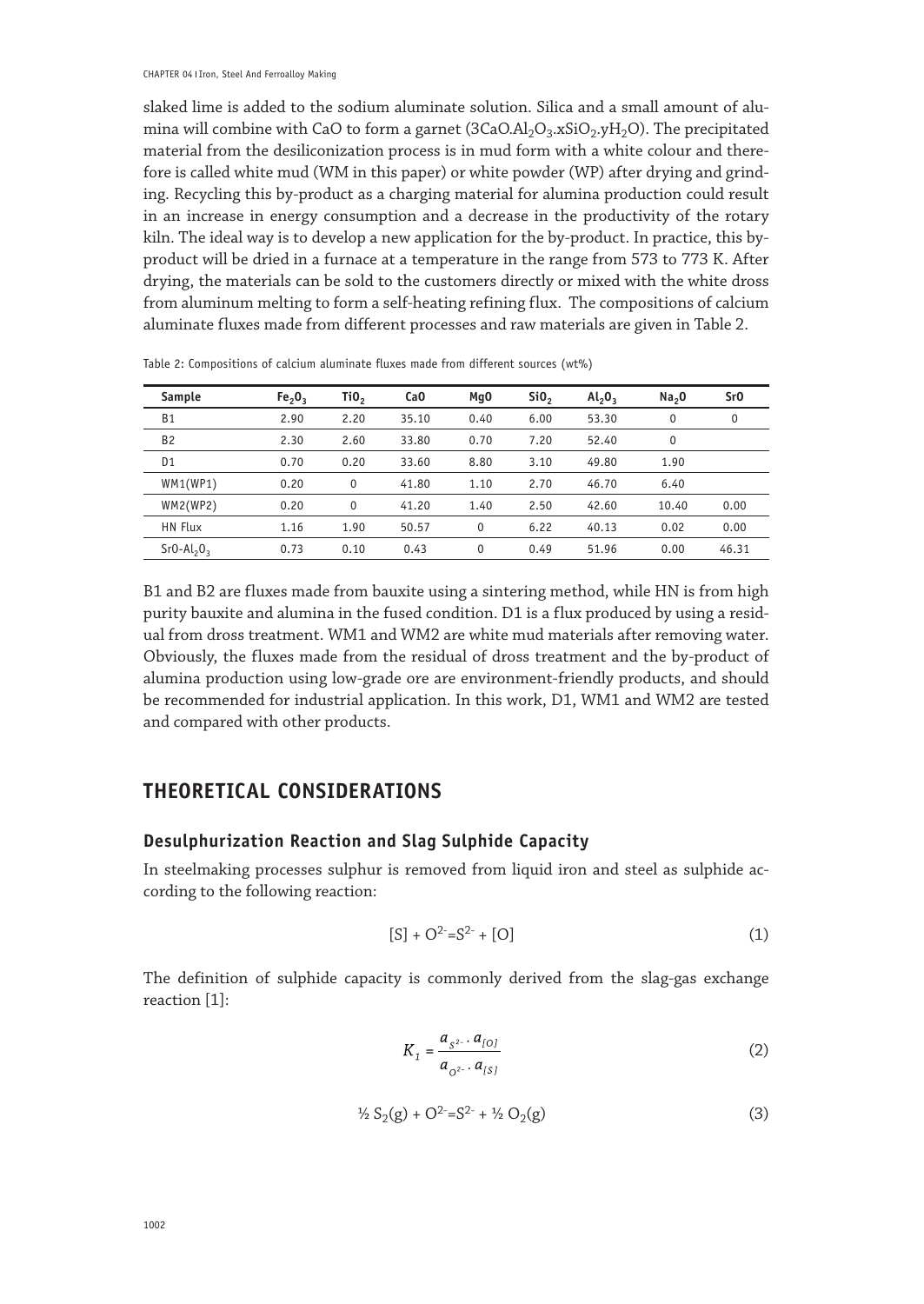slaked lime is added to the sodium aluminate solution. Silica and a small amount of alumina will combine with CaO to form a garnet ($3CaO.Al_2O_3.xSiO_2.yH_2O$). The precipitated material from the desiliconization process is in mud form with a white colour and therefore is called white mud (WM in this paper) or white powder (WP) after drying and grinding. Recycling this by-product as a charging material for alumina production could result in an increase in energy consumption and a decrease in the productivity of the rotary kiln. The ideal way is to develop a new application for the by-product. In practice, this by-product will be dried in a furnace at a temperature in the range from 573 to 773 K. After drying, the materials can be sold to the customers directly or mixed with the white dross from aluminum melting to form a self-heating refining flux. The compositions of calcium aluminate fluxes made from different processes and raw materials are given in Table 2.

Table 2: Compositions of calcium aluminate fluxes made from different sources (wt%)

| Sample | $Fe_2O_3$ | $TiO_2$ | CaO | MgO | $SiO_2$ | $Al_2O_3$ | $Na_2O$ | SrO |
|---|---|---|---|---|---|---|---|---|
| B1 | 2.90 | 2.20 | 35.10 | 0.40 | 6.00 | 53.30 | 0 | 0 |
| B2 | 2.30 | 2.60 | 33.80 | 0.70 | 7.20 | 52.40 | 0 | |
| D1 | 0.70 | 0.20 | 33.60 | 8.80 | 3.10 | 49.80 | 1.90 | |
| WM1(WP1) | 0.20 | 0 | 41.80 | 1.10 | 2.70 | 46.70 | 6.40 | |
| WM2(WP2) | 0.20 | 0 | 41.20 | 1.40 | 2.50 | 42.60 | 10.40 | 0.00 |
| HN Flux | 1.16 | 1.90 | 50.57 | 0 | 6.22 | 40.13 | 0.02 | 0.00 |
| $SrO-Al_2O_3$ | 0.73 | 0.10 | 0.43 | 0 | 0.49 | 51.96 | 0.00 | 46.31 |

B1 and B2 are fluxes made from bauxite using a sintering method, while HN is from high purity bauxite and alumina in the fused condition. D1 is a flux produced by using a residual from dross treatment. WM1 and WM2 are white mud materials after removing water. Obviously, the fluxes made from the residual of dross treatment and the by-product of alumina production using low-grade ore are environment-friendly products, and should be recommended for industrial application. In this work, D1, WM1 and WM2 are tested and compared with other products.

## THEORETICAL CONSIDERATIONS

### Desulphurization Reaction and Slag Sulphide Capacity

In steelmaking processes sulphur is removed from liquid iron and steel as sulphide according to the following reaction:

$$[S] + O^{2-} = S^{2-} + [O] \quad (1)$$

The definition of sulphide capacity is commonly derived from the slag-gas exchange reaction [1]:

$$K_1 = \frac{a_{S^{2-}} \cdot a_{[O]}}{a_{O^{2-}} \cdot a_{[S]}} \quad (2)$$

$$\tfrac{1}{2} S_2(g) + O^{2-} = S^{2-} + \tfrac{1}{2} O_2(g) \quad (3)$$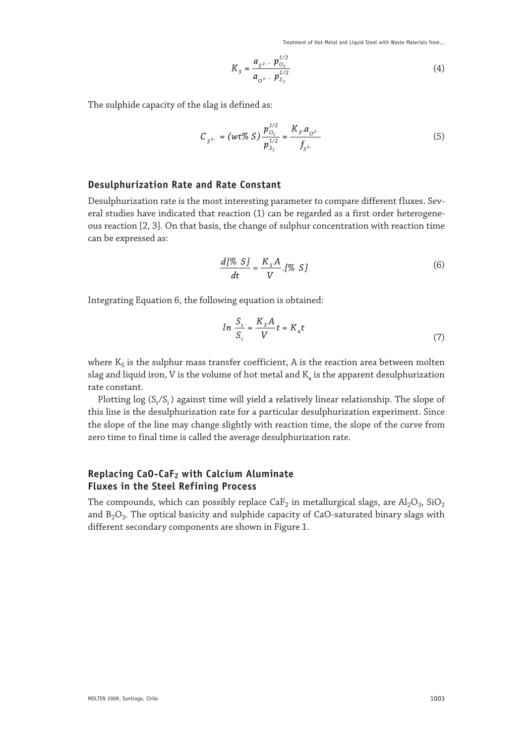$$K_3 = \frac{a_{S^{2-}} \cdot p_{O_2}^{1/2}}{a_{O^{2-}} \cdot p_{S_2}^{1/2}} \tag{4}$$

The sulphide capacity of the slag is defined as:

$$C_{S^{2-}} = (wt\%\ S)\frac{p_{O_2}^{1/2}}{p_{S_2}^{1/2}} = \frac{K_3 . a_{O^{2-}}}{f_{S^{2-}}} \tag{5}$$

### Desulphurization Rate and Rate Constant

Desulphurization rate is the most interesting parameter to compare different fluxes. Several studies have indicated that reaction (1) can be regarded as a first order heterogeneous reaction [2, 3]. On that basis, the change of sulphur concentration with reaction time can be expressed as:

$$\frac{d[\%\ S]}{dt} = \frac{K_S A}{V} . [\%\ S] \tag{6}$$

Integrating Equation 6, the following equation is obtained:

$$ln\ \frac{S_t}{S_i} = \frac{K_S A}{V} t = K_a t \tag{7}$$

where $K_S$ is the sulphur mass transfer coefficient, A is the reaction area between molten slag and liquid iron, V is the volume of hot metal and $K_a$ is the apparent desulphurization rate constant.

Plotting log $(S_t/S_i)$ against time will yield a relatively linear relationship. The slope of this line is the desulphurization rate for a particular desulphurization experiment. Since the slope of the line may change slightly with reaction time, the slope of the curve from zero time to final time is called the average desulphurization rate.

### Replacing $CaO$-$CaF_2$ with Calcium Aluminate Fluxes in the Steel Refining Process

The compounds, which can possibly replace $CaF_2$ in metallurgical slags, are $Al_2O_3$, $SiO_2$ and $B_2O_3$. The optical basicity and sulphide capacity of CaO-saturated binary slags with different secondary components are shown in Figure 1.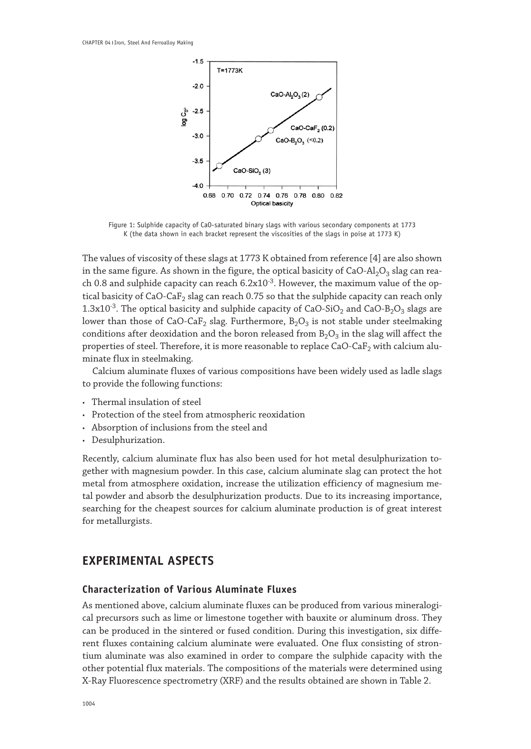Figure 1: Sulphide capacity of CaO-saturated binary slags with various secondary components at 1773 K (the data shown in each bracket represent the viscosities of the slags in poise at 1773 K)

The values of viscosity of these slags at 1773 K obtained from reference [4] are also shown in the same figure. As shown in the figure, the optical basicity of $CaO\text{-}Al_2O_3$ slag can reach 0.8 and sulphide capacity can reach $6.2x10^{-3}$. However, the maximum value of the optical basicity of $CaO\text{-}CaF_2$ slag can reach 0.75 so that the sulphide capacity can reach only $1.3x10^{-3}$. The optical basicity and sulphide capacity of $CaO\text{-}SiO_2$ and $CaO\text{-}B_2O_3$ slags are lower than those of $CaO\text{-}CaF_2$ slag. Furthermore, $B_2O_3$ is not stable under steelmaking conditions after deoxidation and the boron released from $B_2O_3$ in the slag will affect the properties of steel. Therefore, it is more reasonable to replace $CaO\text{-}CaF_2$ with calcium aluminate flux in steelmaking.

Calcium aluminate fluxes of various compositions have been widely used as ladle slags to provide the following functions:

- Thermal insulation of steel
- Protection of the steel from atmospheric reoxidation
- Absorption of inclusions from the steel and
- Desulphurization.

Recently, calcium aluminate flux has also been used for hot metal desulphurization together with magnesium powder. In this case, calcium aluminate slag can protect the hot metal from atmosphere oxidation, increase the utilization efficiency of magnesium metal powder and absorb the desulphurization products. Due to its increasing importance, searching for the cheapest sources for calcium aluminate production is of great interest for metallurgists.

## EXPERIMENTAL ASPECTS

### Characterization of Various Aluminate Fluxes

As mentioned above, calcium aluminate fluxes can be produced from various mineralogical precursors such as lime or limestone together with bauxite or aluminum dross. They can be produced in the sintered or fused condition. During this investigation, six different fluxes containing calcium aluminate were evaluated. One flux consisting of strontium aluminate was also examined in order to compare the sulphide capacity with the other potential flux materials. The compositions of the materials were determined using X-Ray Fluorescence spectrometry (XRF) and the results obtained are shown in Table 2.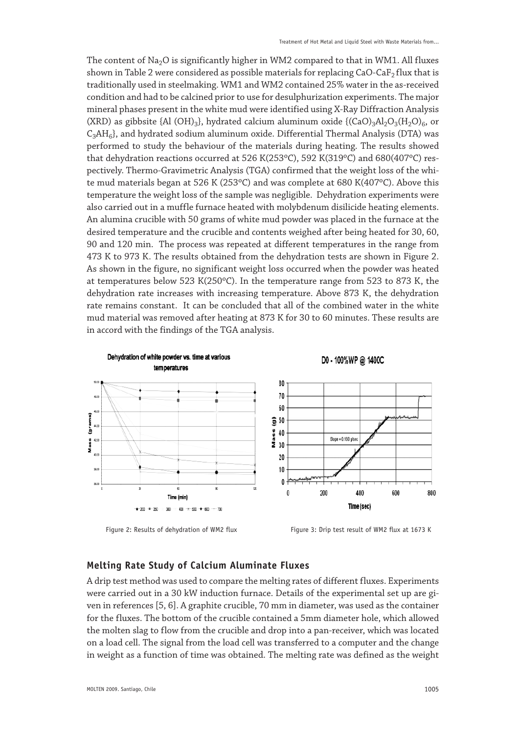The content of $Na_2O$ is significantly higher in WM2 compared to that in WM1. All fluxes shown in Table 2 were considered as possible materials for replacing $CaO\text{-}CaF_2$ flux that is traditionally used in steelmaking. WM1 and WM2 contained 25% water in the as-received condition and had to be calcined prior to use for desulphurization experiments. The major mineral phases present in the white mud were identified using X-Ray Diffraction Analysis (XRD) as gibbsite {Al $(OH)_3$}, hydrated calcium aluminum oxide {$(CaO)_3Al_2O_3(H_2O)_6$, or $C_3AH_6$}, and hydrated sodium aluminum oxide. Differential Thermal Analysis (DTA) was performed to study the behaviour of the materials during heating. The results showed that dehydration reactions occurred at 526 K(253ºC), 592 K(319ºC) and 680(407ºC) respectively. Thermo-Gravimetric Analysis (TGA) confirmed that the weight loss of the white mud materials began at 526 K (253ºC) and was complete at 680 K(407ºC). Above this temperature the weight loss of the sample was negligible. Dehydration experiments were also carried out in a muffle furnace heated with molybdenum disilicide heating elements. An alumina crucible with 50 grams of white mud powder was placed in the furnace at the desired temperature and the crucible and contents weighed after being heated for 30, 60, 90 and 120 min. The process was repeated at different temperatures in the range from 473 K to 973 K. The results obtained from the dehydration tests are shown in Figure 2. As shown in the figure, no significant weight loss occurred when the powder was heated at temperatures below 523 K(250ºC). In the temperature range from 523 to 873 K, the dehydration rate increases with increasing temperature. Above 873 K, the dehydration rate remains constant. It can be concluded that all of the combined water in the white mud material was removed after heating at 873 K for 30 to 60 minutes. These results are in accord with the findings of the TGA analysis.

Figure 2: Results of dehydration of WM2 flux

Figure 3: Drip test result of WM2 flux at 1673 K

## Melting Rate Study of Calcium Aluminate Fluxes

A drip test method was used to compare the melting rates of different fluxes. Experiments were carried out in a 30 kW induction furnace. Details of the experimental set up are given in references [5, 6]. A graphite crucible, 70 mm in diameter, was used as the container for the fluxes. The bottom of the crucible contained a 5mm diameter hole, which allowed the molten slag to flow from the crucible and drop into a pan-receiver, which was located on a load cell. The signal from the load cell was transferred to a computer and the change in weight as a function of time was obtained. The melting rate was defined as the weight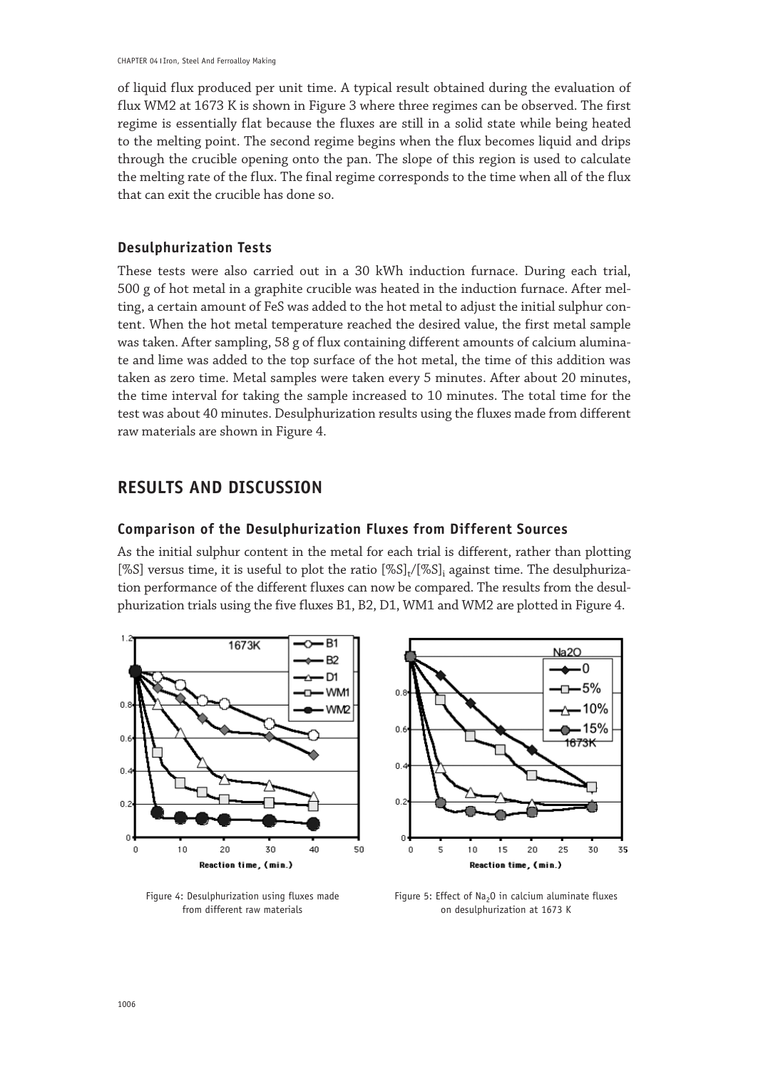of liquid flux produced per unit time. A typical result obtained during the evaluation of flux WM2 at 1673 K is shown in Figure 3 where three regimes can be observed. The first regime is essentially flat because the fluxes are still in a solid state while being heated to the melting point. The second regime begins when the flux becomes liquid and drips through the crucible opening onto the pan. The slope of this region is used to calculate the melting rate of the flux. The final regime corresponds to the time when all of the flux that can exit the crucible has done so.

### Desulphurization Tests

These tests were also carried out in a 30 kWh induction furnace. During each trial, 500 g of hot metal in a graphite crucible was heated in the induction furnace. After melting, a certain amount of FeS was added to the hot metal to adjust the initial sulphur content. When the hot metal temperature reached the desired value, the first metal sample was taken. After sampling, 58 g of flux containing different amounts of calcium aluminate and lime was added to the top surface of the hot metal, the time of this addition was taken as zero time. Metal samples were taken every 5 minutes. After about 20 minutes, the time interval for taking the sample increased to 10 minutes. The total time for the test was about 40 minutes. Desulphurization results using the fluxes made from different raw materials are shown in Figure 4.

## RESULTS AND DISCUSSION

### Comparison of the Desulphurization Fluxes from Different Sources

As the initial sulphur content in the metal for each trial is different, rather than plotting [%S] versus time, it is useful to plot the ratio $[\%S]_t/[\%S]_i$ against time. The desulphurization performance of the different fluxes can now be compared. The results from the desulphurization trials using the five fluxes B1, B2, D1, WM1 and WM2 are plotted in Figure 4.

Figure 4: Desulphurization using fluxes made from different raw materials

Figure 5: Effect of $Na_2O$ in calcium aluminate fluxes on desulphurization at 1673 K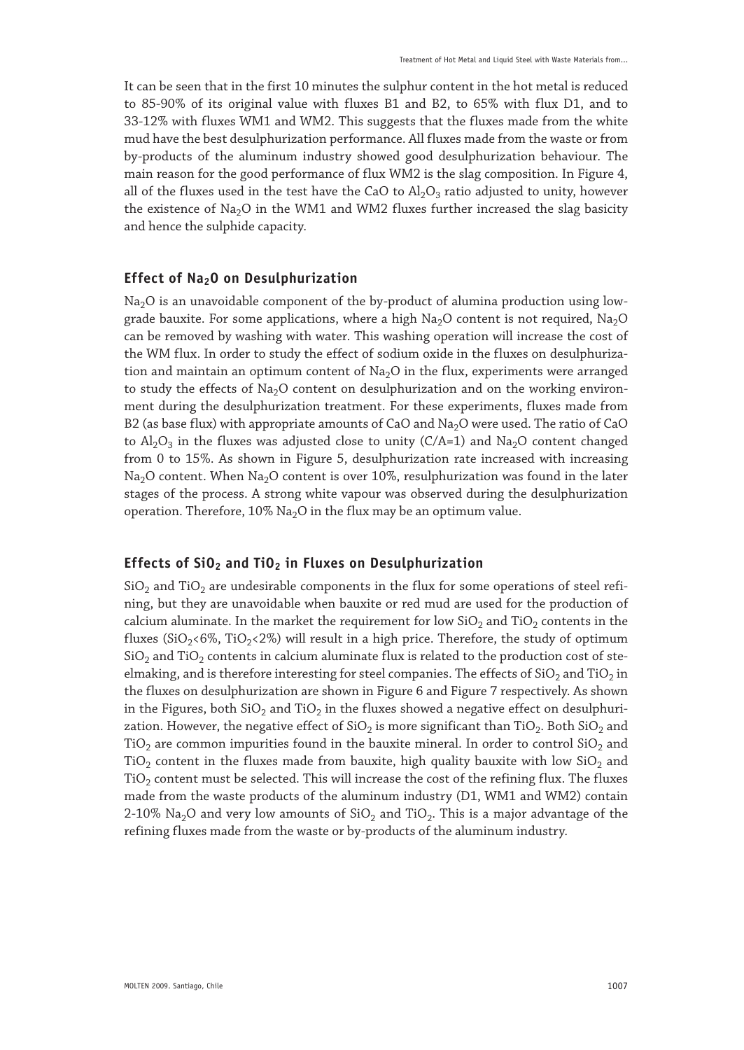It can be seen that in the first 10 minutes the sulphur content in the hot metal is reduced to 85-90% of its original value with fluxes B1 and B2, to 65% with flux D1, and to 33-12% with fluxes WM1 and WM2. This suggests that the fluxes made from the white mud have the best desulphurization performance. All fluxes made from the waste or from by-products of the aluminum industry showed good desulphurization behaviour. The main reason for the good performance of flux WM2 is the slag composition. In Figure 4, all of the fluxes used in the test have the CaO to $Al_2O_3$ ratio adjusted to unity, however the existence of $Na_2O$ in the WM1 and WM2 fluxes further increased the slag basicity and hence the sulphide capacity.

### Effect of $Na_2O$ on Desulphurization

$Na_2O$ is an unavoidable component of the by-product of alumina production using low-grade bauxite. For some applications, where a high $Na_2O$ content is not required, $Na_2O$ can be removed by washing with water. This washing operation will increase the cost of the WM flux. In order to study the effect of sodium oxide in the fluxes on desulphurization and maintain an optimum content of $Na_2O$ in the flux, experiments were arranged to study the effects of $Na_2O$ content on desulphurization and on the working environment during the desulphurization treatment. For these experiments, fluxes made from B2 (as base flux) with appropriate amounts of CaO and $Na_2O$ were used. The ratio of CaO to $Al_2O_3$ in the fluxes was adjusted close to unity (C/A=1) and $Na_2O$ content changed from 0 to 15%. As shown in Figure 5, desulphurization rate increased with increasing $Na_2O$ content. When $Na_2O$ content is over 10%, resulphurization was found in the later stages of the process. A strong white vapour was observed during the desulphurization operation. Therefore, 10% $Na_2O$ in the flux may be an optimum value.

### Effects of $SiO_2$ and $TiO_2$ in Fluxes on Desulphurization

$SiO_2$ and $TiO_2$ are undesirable components in the flux for some operations of steel refining, but they are unavoidable when bauxite or red mud are used for the production of calcium aluminate. In the market the requirement for low $SiO_2$ and $TiO_2$ contents in the fluxes ($SiO_2$<6%, $TiO_2$<2%) will result in a high price. Therefore, the study of optimum $SiO_2$ and $TiO_2$ contents in calcium aluminate flux is related to the production cost of steelmaking, and is therefore interesting for steel companies. The effects of $SiO_2$ and $TiO_2$ in the fluxes on desulphurization are shown in Figure 6 and Figure 7 respectively. As shown in the Figures, both $SiO_2$ and $TiO_2$ in the fluxes showed a negative effect on desulphurization. However, the negative effect of $SiO_2$ is more significant than $TiO_2$. Both $SiO_2$ and $TiO_2$ are common impurities found in the bauxite mineral. In order to control $SiO_2$ and $TiO_2$ content in the fluxes made from bauxite, high quality bauxite with low $SiO_2$ and $TiO_2$ content must be selected. This will increase the cost of the refining flux. The fluxes made from the waste products of the aluminum industry (D1, WM1 and WM2) contain 2-10% $Na_2O$ and very low amounts of $SiO_2$ and $TiO_2$. This is a major advantage of the refining fluxes made from the waste or by-products of the aluminum industry.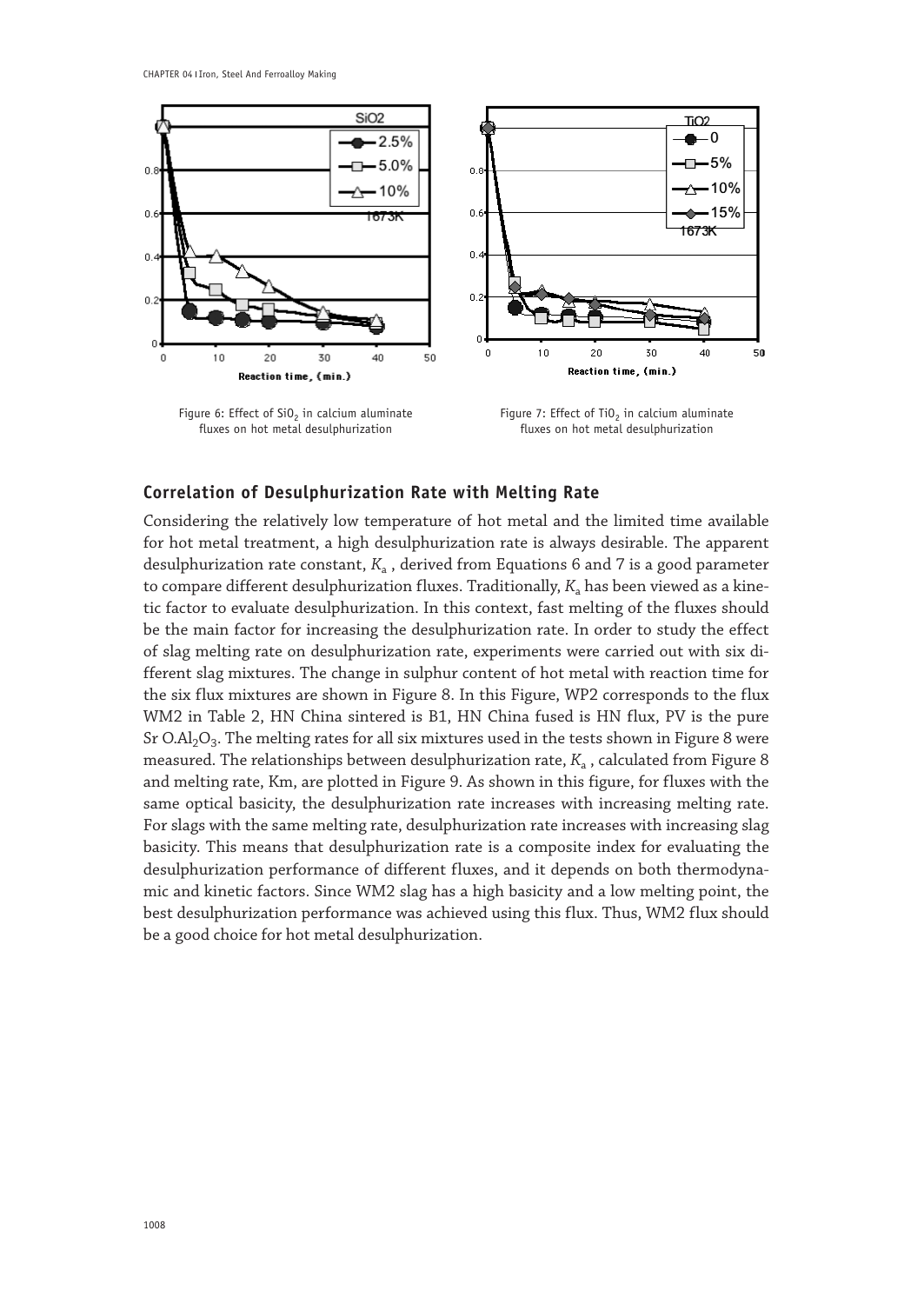Figure 6: Effect of $SiO_2$ in calcium aluminate fluxes on hot metal desulphurization

Figure 7: Effect of $TiO_2$ in calcium aluminate fluxes on hot metal desulphurization

## Correlation of Desulphurization Rate with Melting Rate

Considering the relatively low temperature of hot metal and the limited time available for hot metal treatment, a high desulphurization rate is always desirable. The apparent desulphurization rate constant, $K_a$ , derived from Equations 6 and 7 is a good parameter to compare different desulphurization fluxes. Traditionally, $K_a$ has been viewed as a kinetic factor to evaluate desulphurization. In this context, fast melting of the fluxes should be the main factor for increasing the desulphurization rate. In order to study the effect of slag melting rate on desulphurization rate, experiments were carried out with six different slag mixtures. The change in sulphur content of hot metal with reaction time for the six flux mixtures are shown in Figure 8. In this Figure, WP2 corresponds to the flux WM2 in Table 2, HN China sintered is B1, HN China fused is HN flux, PV is the pure $SrO.Al_2O_3$. The melting rates for all six mixtures used in the tests shown in Figure 8 were measured. The relationships between desulphurization rate, $K_a$ , calculated from Figure 8 and melting rate, Km, are plotted in Figure 9. As shown in this figure, for fluxes with the same optical basicity, the desulphurization rate increases with increasing melting rate. For slags with the same melting rate, desulphurization rate increases with increasing slag basicity. This means that desulphurization rate is a composite index for evaluating the desulphurization performance of different fluxes, and it depends on both thermodynamic and kinetic factors. Since WM2 slag has a high basicity and a low melting point, the best desulphurization performance was achieved using this flux. Thus, WM2 flux should be a good choice for hot metal desulphurization.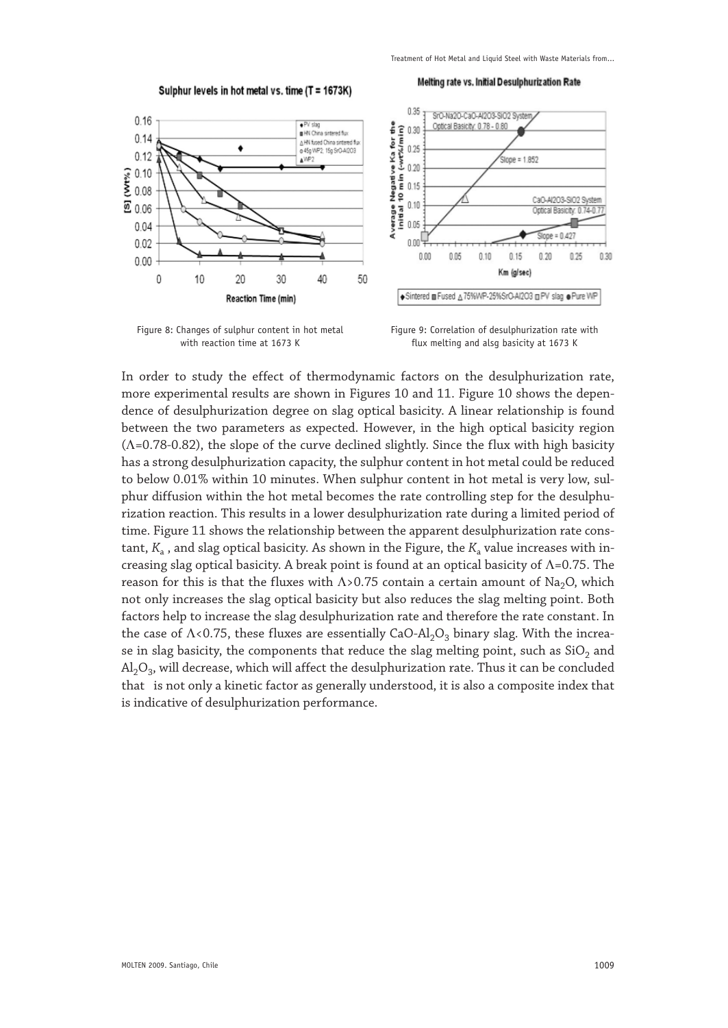Figure 8: Changes of sulphur content in hot metal with reaction time at 1673 K

Figure 9: Correlation of desulphurization rate with flux melting and alsg basicity at 1673 K

In order to study the effect of thermodynamic factors on the desulphurization rate, more experimental results are shown in Figures 10 and 11. Figure 10 shows the dependence of desulphurization degree on slag optical basicity. A linear relationship is found between the two parameters as expected. However, in the high optical basicity region ($\Lambda$=0.78-0.82), the slope of the curve declined slightly. Since the flux with high basicity has a strong desulphurization capacity, the sulphur content in hot metal could be reduced to below 0.01% within 10 minutes. When sulphur content in hot metal is very low, sulphur diffusion within the hot metal becomes the rate controlling step for the desulphurization reaction. This results in a lower desulphurization rate during a limited period of time. Figure 11 shows the relationship between the apparent desulphurization rate constant, $K_a$ , and slag optical basicity. As shown in the Figure, the $K_a$ value increases with increasing slag optical basicity. A break point is found at an optical basicity of $\Lambda$=0.75. The reason for this is that the fluxes with $\Lambda$>0.75 contain a certain amount of $Na_2O$, which not only increases the slag optical basicity but also reduces the slag melting point. Both factors help to increase the slag desulphurization rate and therefore the rate constant. In the case of $\Lambda$<0.75, these fluxes are essentially $CaO$-$Al_2O_3$ binary slag. With the increase in slag basicity, the components that reduce the slag melting point, such as $SiO_2$ and $Al_2O_3$, will decrease, which will affect the desulphurization rate. Thus it can be concluded that  is not only a kinetic factor as generally understood, it is also a composite index that is indicative of desulphurization performance.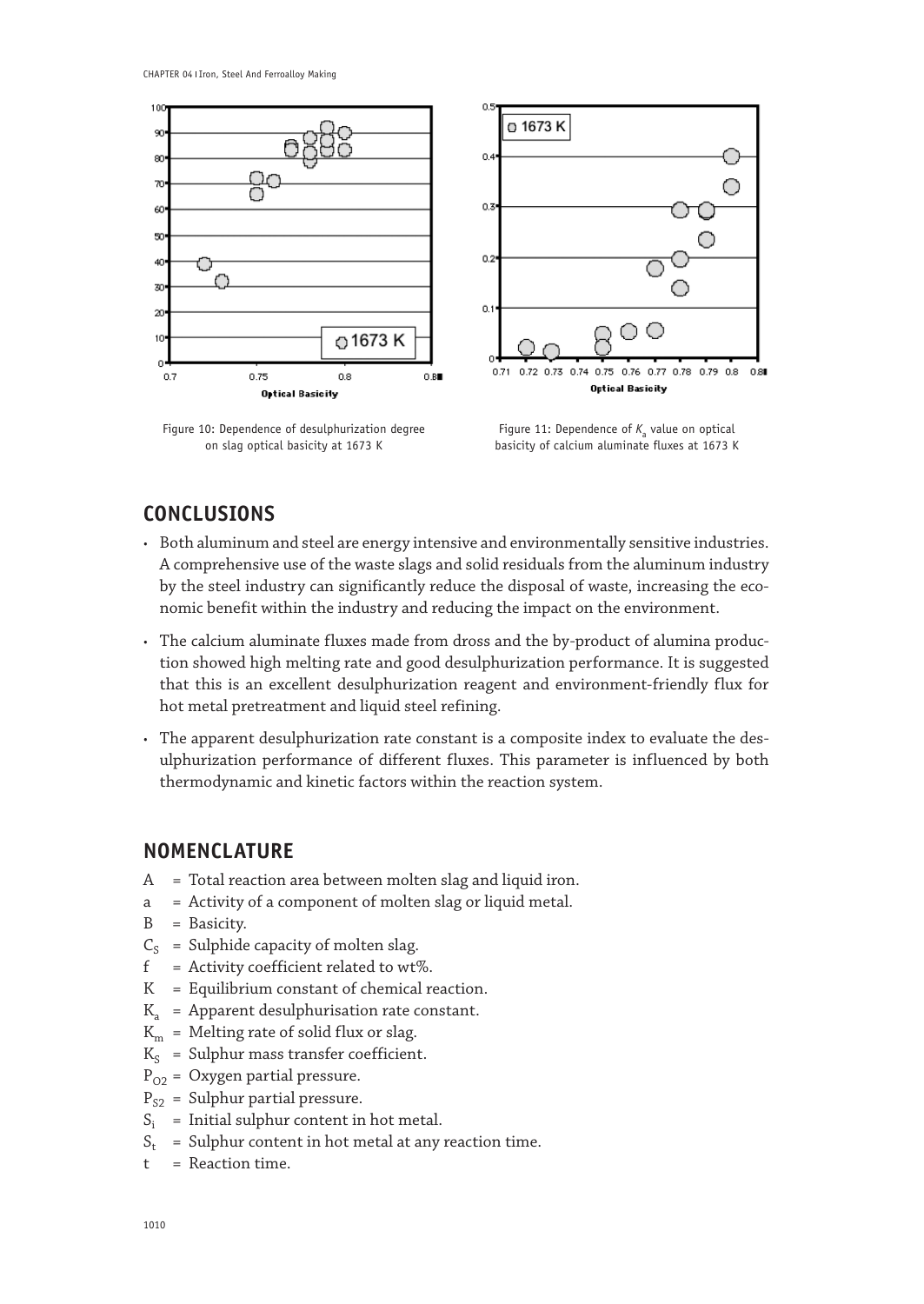Figure 10: Dependence of desulphurization degree on slag optical basicity at 1673 K

Figure 11: Dependence of $K_a$ value on optical basicity of calcium aluminate fluxes at 1673 K

## CONCLUSIONS

- Both aluminum and steel are energy intensive and environmentally sensitive industries. A comprehensive use of the waste slags and solid residuals from the aluminum industry by the steel industry can significantly reduce the disposal of waste, increasing the economic benefit within the industry and reducing the impact on the environment.
- The calcium aluminate fluxes made from dross and the by-product of alumina production showed high melting rate and good desulphurization performance. It is suggested that this is an excellent desulphurization reagent and environment-friendly flux for hot metal pretreatment and liquid steel refining.
- The apparent desulphurization rate constant is a composite index to evaluate the desulphurization performance of different fluxes. This parameter is influenced by both thermodynamic and kinetic factors within the reaction system.

## NOMENCLATURE

- A = Total reaction area between molten slag and liquid iron.
- a = Activity of a component of molten slag or liquid metal.
- B = Basicity.
- $C_S$ = Sulphide capacity of molten slag.
- f = Activity coefficient related to wt%.
- K = Equilibrium constant of chemical reaction.
- $K_a$ = Apparent desulphurisation rate constant.
- $K_m$ = Melting rate of solid flux or slag.
- $K_S$ = Sulphur mass transfer coefficient.
- $P_{O2}$ = Oxygen partial pressure.
- $P_{S2}$ = Sulphur partial pressure.
- $S_i$ = Initial sulphur content in hot metal.
- $S_t$ = Sulphur content in hot metal at any reaction time.
- t = Reaction time.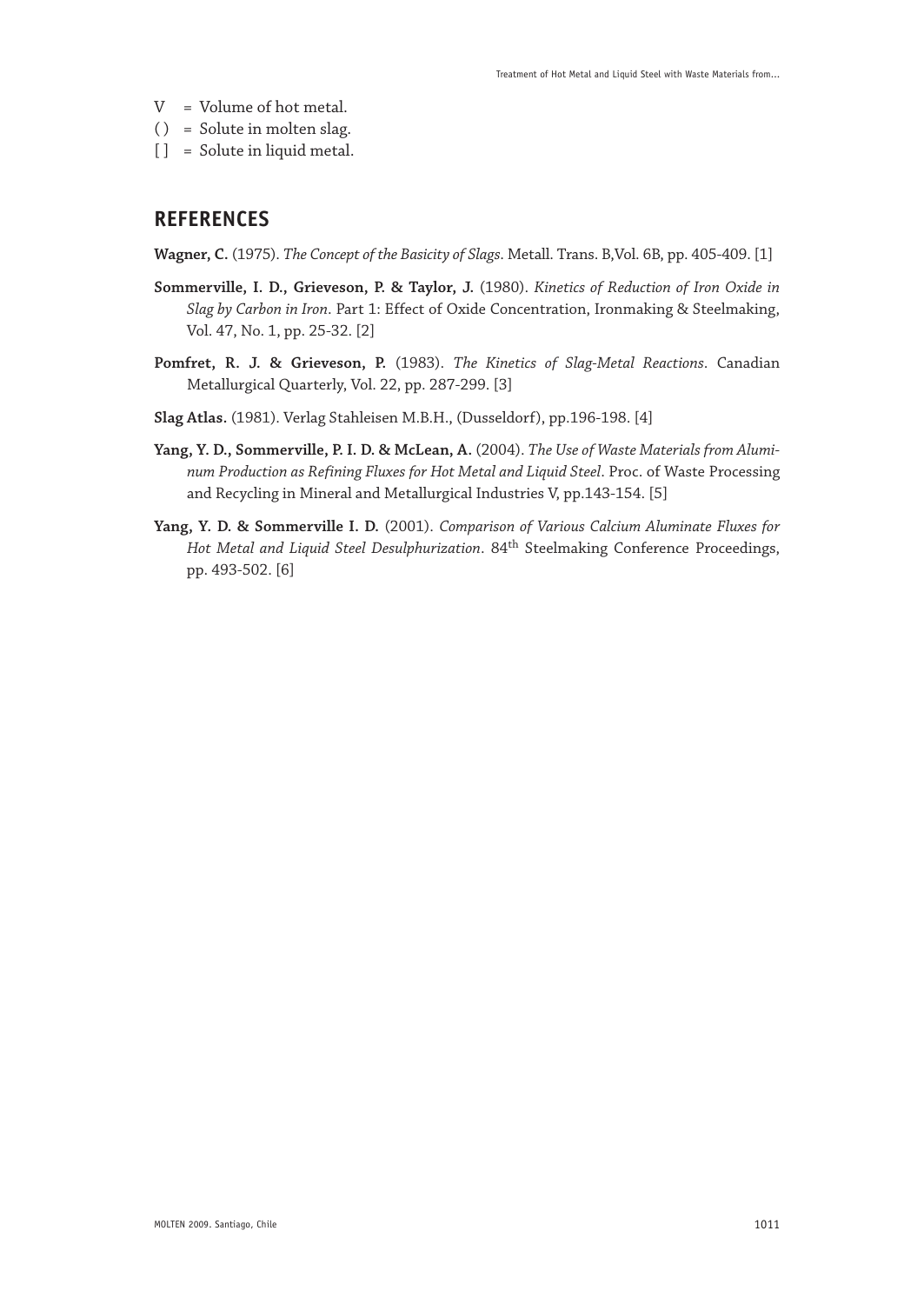V = Volume of hot metal.
( ) = Solute in molten slag.
[ ] = Solute in liquid metal.

## REFERENCES

**Wagner, C.** (1975). *The Concept of the Basicity of Slags*. Metall. Trans. B,Vol. 6B, pp. 405-409. [1]

**Sommerville, I. D., Grieveson, P. & Taylor, J.** (1980). *Kinetics of Reduction of Iron Oxide in Slag by Carbon in Iron*. Part 1: Effect of Oxide Concentration, Ironmaking & Steelmaking, Vol. 47, No. 1, pp. 25-32. [2]

**Pomfret, R. J. & Grieveson, P.** (1983). *The Kinetics of Slag-Metal Reactions*. Canadian Metallurgical Quarterly, Vol. 22, pp. 287-299. [3]

**Slag Atlas.** (1981). Verlag Stahleisen M.B.H., (Dusseldorf), pp.196-198. [4]

**Yang, Y. D., Sommerville, P. I. D. & McLean, A.** (2004). *The Use of Waste Materials from Aluminum Production as Refining Fluxes for Hot Metal and Liquid Steel*. Proc. of Waste Processing and Recycling in Mineral and Metallurgical Industries V, pp.143-154. [5]

**Yang, Y. D. & Sommerville I. D.** (2001). *Comparison of Various Calcium Aluminate Fluxes for Hot Metal and Liquid Steel Desulphurization*. 84$^{th}$ Steelmaking Conference Proceedings, pp. 493-502. [6]